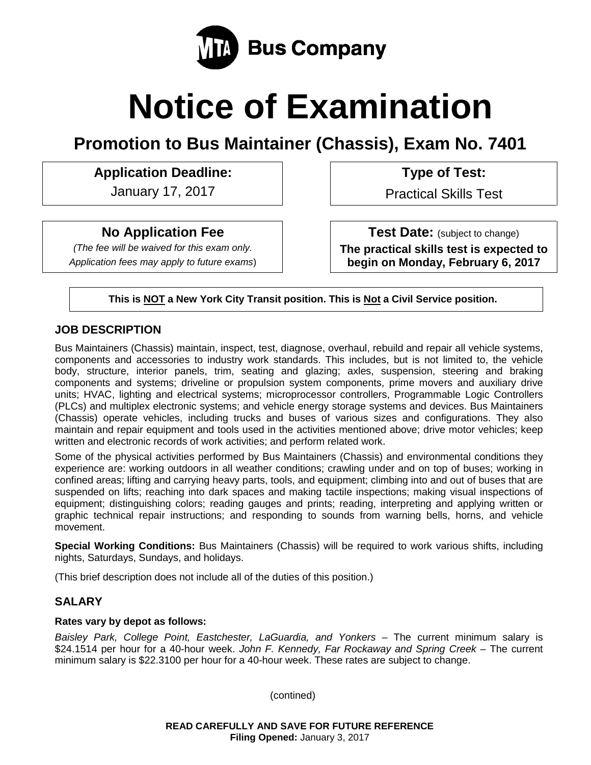MTA Bus Company

# Notice of Examination

## Promotion to Bus Maintainer (Chassis), Exam No. 7401

**Application Deadline:**

January 17, 2017

**Type of Test:**

Practical Skills Test

**No Application Fee**

*(The fee will be waived for this exam only. Application fees may apply to future exams)*

**Test Date:** (subject to change)

**The practical skills test is expected to begin on Monday, February 6, 2017**

**This is NOT a New York City Transit position. This is Not a Civil Service position.**

### JOB DESCRIPTION

Bus Maintainers (Chassis) maintain, inspect, test, diagnose, overhaul, rebuild and repair all vehicle systems, components and accessories to industry work standards. This includes, but is not limited to, the vehicle body, structure, interior panels, trim, seating and glazing; axles, suspension, steering and braking components and systems; driveline or propulsion system components, prime movers and auxiliary drive units; HVAC, lighting and electrical systems; microprocessor controllers, Programmable Logic Controllers (PLCs) and multiplex electronic systems; and vehicle energy storage systems and devices. Bus Maintainers (Chassis) operate vehicles, including trucks and buses of various sizes and configurations. They also maintain and repair equipment and tools used in the activities mentioned above; drive motor vehicles; keep written and electronic records of work activities; and perform related work.

Some of the physical activities performed by Bus Maintainers (Chassis) and environmental conditions they experience are: working outdoors in all weather conditions; crawling under and on top of buses; working in confined areas; lifting and carrying heavy parts, tools, and equipment; climbing into and out of buses that are suspended on lifts; reaching into dark spaces and making tactile inspections; making visual inspections of equipment; distinguishing colors; reading gauges and prints; reading, interpreting and applying written or graphic technical repair instructions; and responding to sounds from warning bells, horns, and vehicle movement.

**Special Working Conditions:** Bus Maintainers (Chassis) will be required to work various shifts, including nights, Saturdays, Sundays, and holidays.

(This brief description does not include all of the duties of this position.)

### SALARY

**Rates vary by depot as follows:**

*Baisley Park, College Point, Eastchester, LaGuardia, and Yonkers* – The current minimum salary is $24.1514 per hour for a 40-hour week. *John F. Kennedy, Far Rockaway and Spring Creek* – The current minimum salary is $22.3100 per hour for a 40-hour week. These rates are subject to change.

(contined)

**READ CAREFULLY AND SAVE FOR FUTURE REFERENCE**
**Filing Opened:** January 3, 2017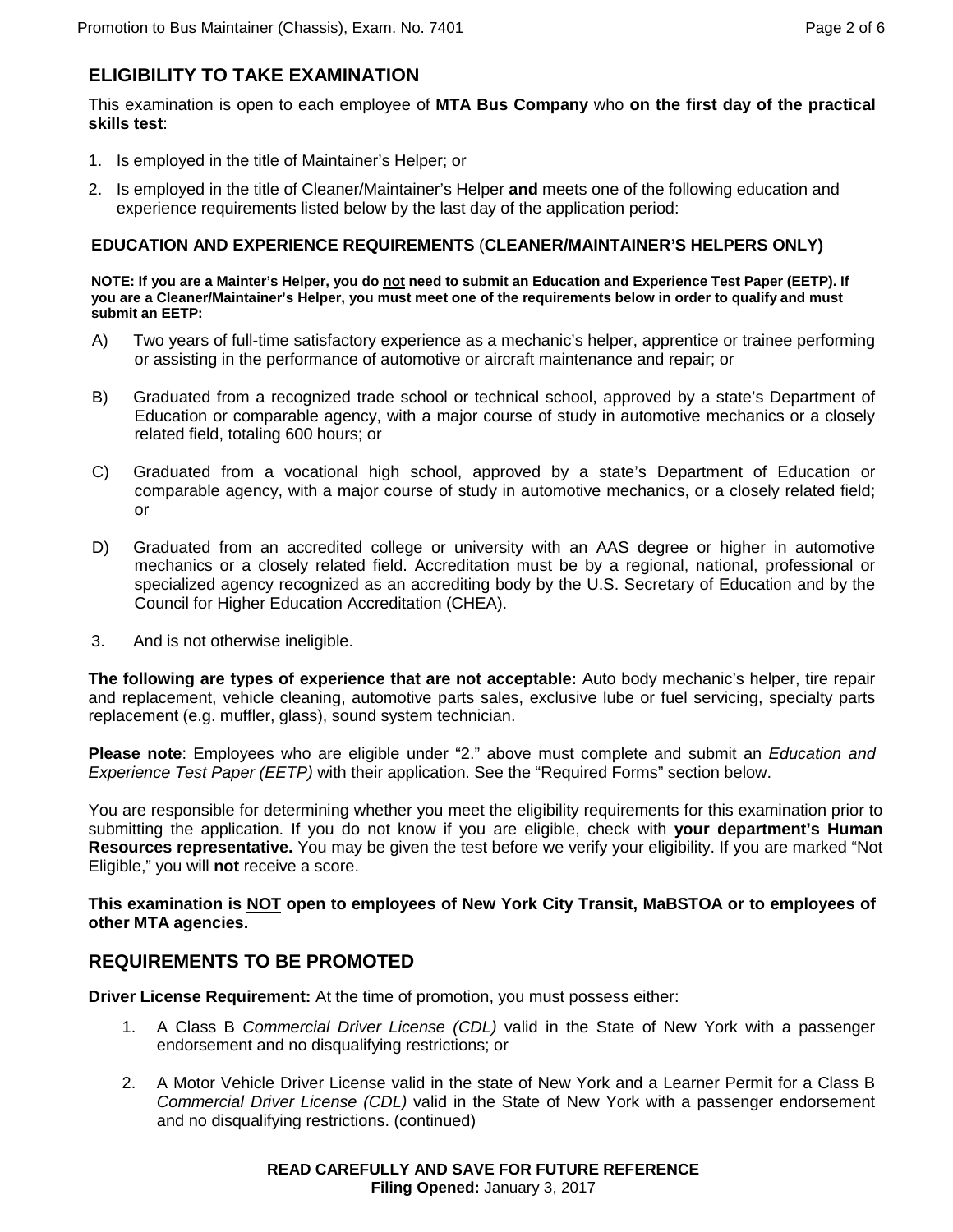## ELIGIBILITY TO TAKE EXAMINATION

This examination is open to each employee of **MTA Bus Company** who **on the first day of the practical skills test**:

1. Is employed in the title of Maintainer's Helper; or
2. Is employed in the title of Cleaner/Maintainer's Helper **and** meets one of the following education and experience requirements listed below by the last day of the application period:

### EDUCATION AND EXPERIENCE REQUIREMENTS (CLEANER/MAINTAINER'S HELPERS ONLY)

**NOTE: If you are a Mainter's Helper, you do <u>not</u> need to submit an Education and Experience Test Paper (EETP). If you are a Cleaner/Maintainer's Helper, you must meet one of the requirements below in order to qualify and must submit an EETP:**

A) Two years of full-time satisfactory experience as a mechanic's helper, apprentice or trainee performing or assisting in the performance of automotive or aircraft maintenance and repair; or

B) Graduated from a recognized trade school or technical school, approved by a state's Department of Education or comparable agency, with a major course of study in automotive mechanics or a closely related field, totaling 600 hours; or

C) Graduated from a vocational high school, approved by a state's Department of Education or comparable agency, with a major course of study in automotive mechanics, or a closely related field; or

D) Graduated from an accredited college or university with an AAS degree or higher in automotive mechanics or a closely related field. Accreditation must be by a regional, national, professional or specialized agency recognized as an accrediting body by the U.S. Secretary of Education and by the Council for Higher Education Accreditation (CHEA).

3. And is not otherwise ineligible.

**The following are types of experience that are not acceptable:** Auto body mechanic's helper, tire repair and replacement, vehicle cleaning, automotive parts sales, exclusive lube or fuel servicing, specialty parts replacement (e.g. muffler, glass), sound system technician.

**Please note**: Employees who are eligible under "2." above must complete and submit an *Education and Experience Test Paper (EETP)* with their application. See the "Required Forms" section below.

You are responsible for determining whether you meet the eligibility requirements for this examination prior to submitting the application. If you do not know if you are eligible, check with **your department's Human Resources representative.** You may be given the test before we verify your eligibility. If you are marked "Not Eligible," you will **not** receive a score.

**This examination is <u>NOT</u> open to employees of New York City Transit, MaBSTOA or to employees of other MTA agencies.**

## REQUIREMENTS TO BE PROMOTED

**Driver License Requirement:** At the time of promotion, you must possess either:

1. A Class B *Commercial Driver License (CDL)* valid in the State of New York with a passenger endorsement and no disqualifying restrictions; or
2. A Motor Vehicle Driver License valid in the state of New York and a Learner Permit for a Class B *Commercial Driver License (CDL)* valid in the State of New York with a passenger endorsement and no disqualifying restrictions. (continued)

**READ CAREFULLY AND SAVE FOR FUTURE REFERENCE**
**Filing Opened:** January 3, 2017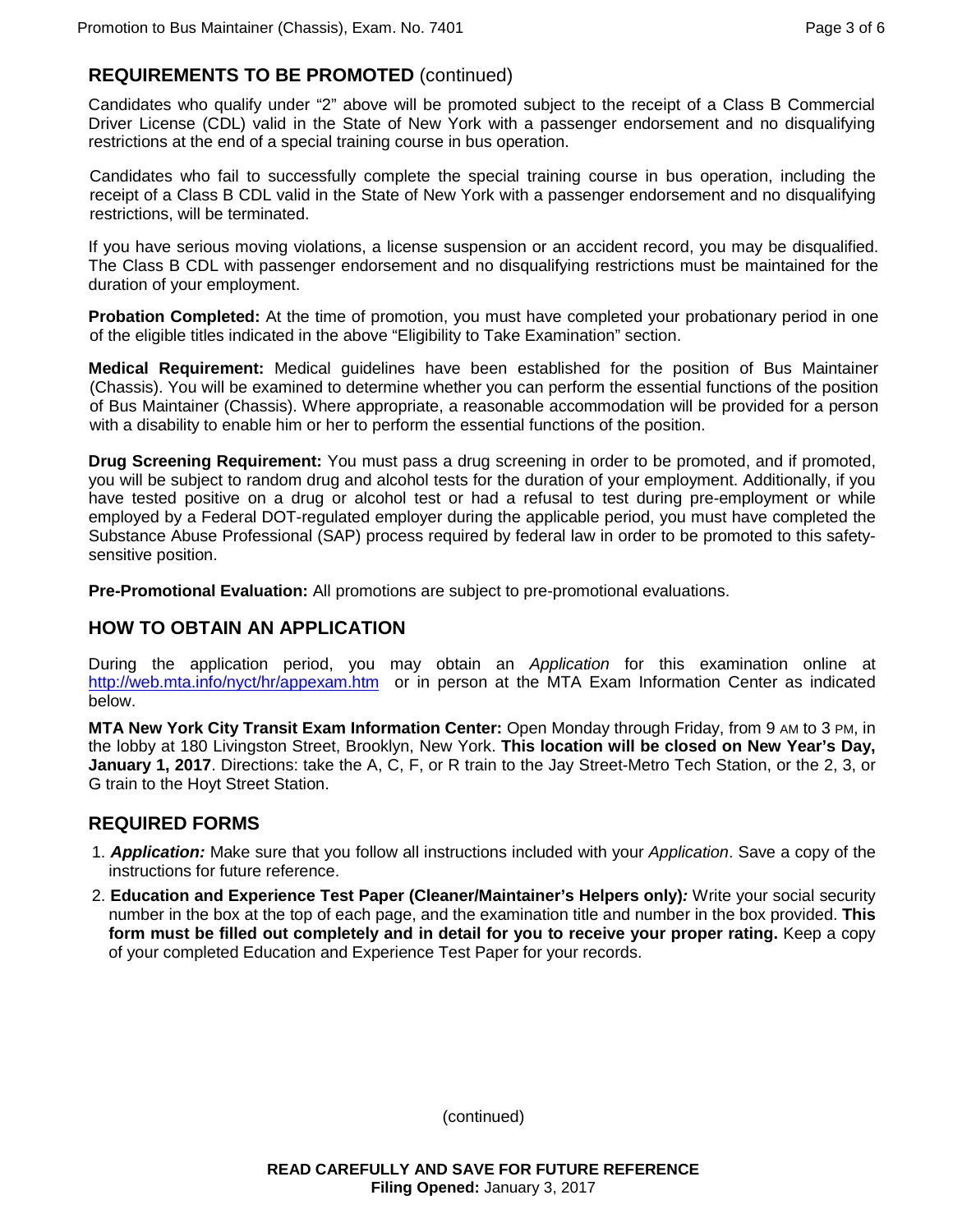## REQUIREMENTS TO BE PROMOTED (continued)

Candidates who qualify under "2" above will be promoted subject to the receipt of a Class B Commercial Driver License (CDL) valid in the State of New York with a passenger endorsement and no disqualifying restrictions at the end of a special training course in bus operation.

Candidates who fail to successfully complete the special training course in bus operation, including the receipt of a Class B CDL valid in the State of New York with a passenger endorsement and no disqualifying restrictions, will be terminated.

If you have serious moving violations, a license suspension or an accident record, you may be disqualified. The Class B CDL with passenger endorsement and no disqualifying restrictions must be maintained for the duration of your employment.

**Probation Completed:** At the time of promotion, you must have completed your probationary period in one of the eligible titles indicated in the above "Eligibility to Take Examination" section.

**Medical Requirement:** Medical guidelines have been established for the position of Bus Maintainer (Chassis). You will be examined to determine whether you can perform the essential functions of the position of Bus Maintainer (Chassis). Where appropriate, a reasonable accommodation will be provided for a person with a disability to enable him or her to perform the essential functions of the position.

**Drug Screening Requirement:** You must pass a drug screening in order to be promoted, and if promoted, you will be subject to random drug and alcohol tests for the duration of your employment. Additionally, if you have tested positive on a drug or alcohol test or had a refusal to test during pre-employment or while employed by a Federal DOT-regulated employer during the applicable period, you must have completed the Substance Abuse Professional (SAP) process required by federal law in order to be promoted to this safety-sensitive position.

**Pre-Promotional Evaluation:** All promotions are subject to pre-promotional evaluations.

## HOW TO OBTAIN AN APPLICATION

During the application period, you may obtain an *Application* for this examination online at http://web.mta.info/nyct/hr/appexam.htm or in person at the MTA Exam Information Center as indicated below.

**MTA New York City Transit Exam Information Center:** Open Monday through Friday, from 9 AM to 3 PM, in the lobby at 180 Livingston Street, Brooklyn, New York. **This location will be closed on New Year's Day, January 1, 2017**. Directions: take the A, C, F, or R train to the Jay Street-Metro Tech Station, or the 2, 3, or G train to the Hoyt Street Station.

## REQUIRED FORMS

1. ***Application:*** Make sure that you follow all instructions included with your *Application*. Save a copy of the instructions for future reference.
2. **Education and Experience Test Paper (Cleaner/Maintainer's Helpers only)*:*** Write your social security number in the box at the top of each page, and the examination title and number in the box provided. **This form must be filled out completely and in detail for you to receive your proper rating.** Keep a copy of your completed Education and Experience Test Paper for your records.

(continued)

**READ CAREFULLY AND SAVE FOR FUTURE REFERENCE**
**Filing Opened:** January 3, 2017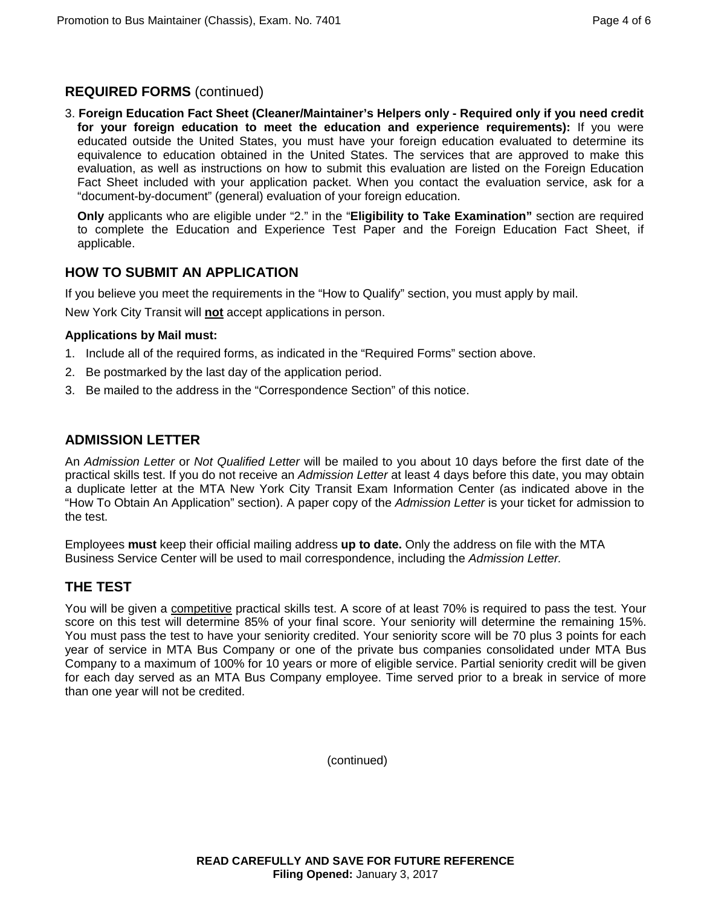## REQUIRED FORMS (continued)

3. **Foreign Education Fact Sheet (Cleaner/Maintainer's Helpers only - Required only if you need credit for your foreign education to meet the education and experience requirements):** If you were educated outside the United States, you must have your foreign education evaluated to determine its equivalence to education obtained in the United States. The services that are approved to make this evaluation, as well as instructions on how to submit this evaluation are listed on the Foreign Education Fact Sheet included with your application packet. When you contact the evaluation service, ask for a "document-by-document" (general) evaluation of your foreign education.

   **Only** applicants who are eligible under "2." in the "**Eligibility to Take Examination"** section are required to complete the Education and Experience Test Paper and the Foreign Education Fact Sheet, if applicable.

## HOW TO SUBMIT AN APPLICATION

If you believe you meet the requirements in the "How to Qualify" section, you must apply by mail.

New York City Transit will **not** accept applications in person.

**Applications by Mail must:**

1. Include all of the required forms, as indicated in the "Required Forms" section above.
2. Be postmarked by the last day of the application period.
3. Be mailed to the address in the "Correspondence Section" of this notice.

## ADMISSION LETTER

An *Admission Letter* or *Not Qualified Letter* will be mailed to you about 10 days before the first date of the practical skills test. If you do not receive an *Admission Letter* at least 4 days before this date, you may obtain a duplicate letter at the MTA New York City Transit Exam Information Center (as indicated above in the "How To Obtain An Application" section). A paper copy of the *Admission Letter* is your ticket for admission to the test.

Employees **must** keep their official mailing address **up to date.** Only the address on file with the MTA Business Service Center will be used to mail correspondence, including the *Admission Letter.*

## THE TEST

You will be given a competitive practical skills test. A score of at least 70% is required to pass the test. Your score on this test will determine 85% of your final score. Your seniority will determine the remaining 15%. You must pass the test to have your seniority credited. Your seniority score will be 70 plus 3 points for each year of service in MTA Bus Company or one of the private bus companies consolidated under MTA Bus Company to a maximum of 100% for 10 years or more of eligible service. Partial seniority credit will be given for each day served as an MTA Bus Company employee. Time served prior to a break in service of more than one year will not be credited.

(continued)

**READ CAREFULLY AND SAVE FOR FUTURE REFERENCE**
**Filing Opened:** January 3, 2017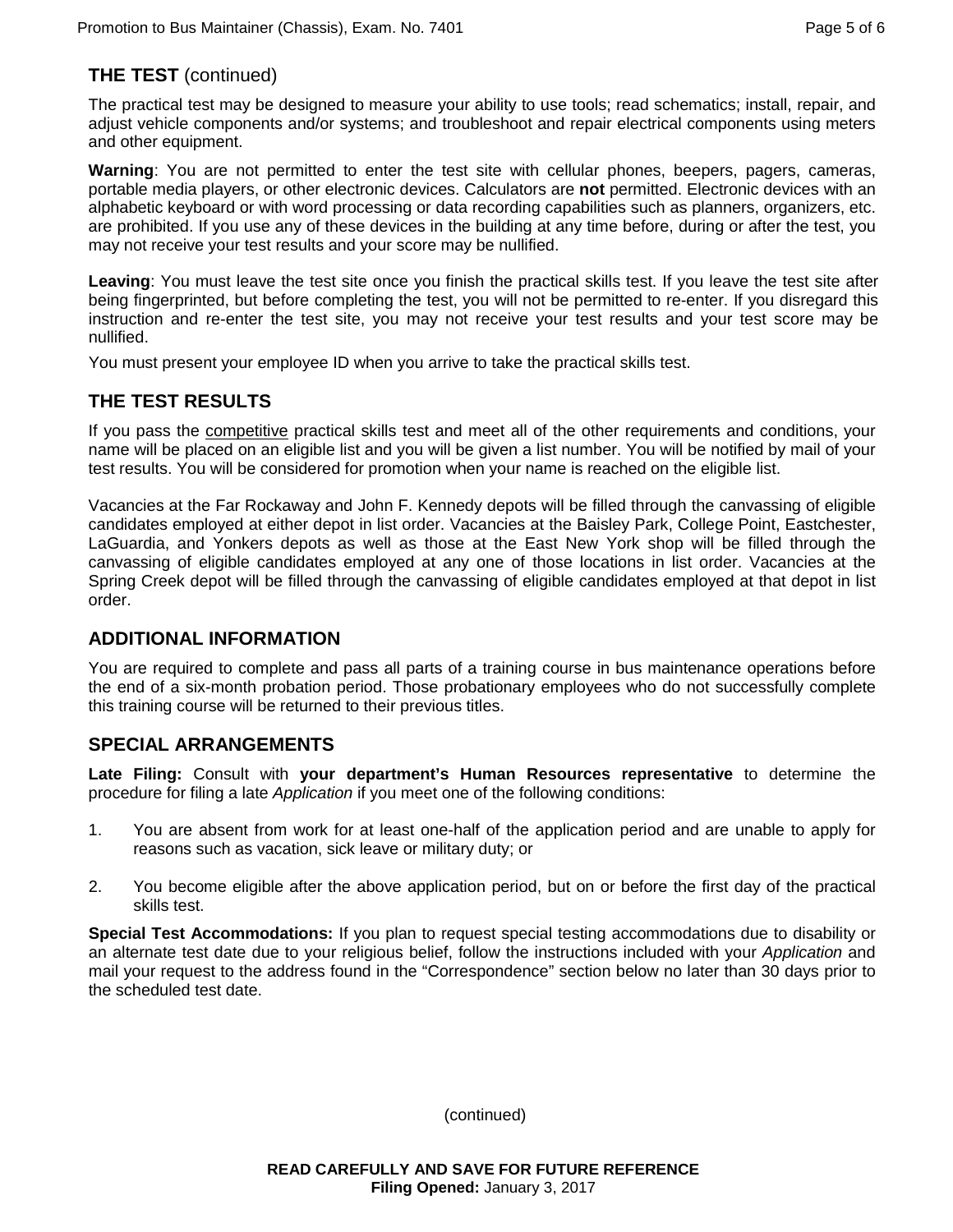## THE TEST (continued)

The practical test may be designed to measure your ability to use tools; read schematics; install, repair, and adjust vehicle components and/or systems; and troubleshoot and repair electrical components using meters and other equipment.

**Warning**: You are not permitted to enter the test site with cellular phones, beepers, pagers, cameras, portable media players, or other electronic devices. Calculators are **not** permitted. Electronic devices with an alphabetic keyboard or with word processing or data recording capabilities such as planners, organizers, etc. are prohibited. If you use any of these devices in the building at any time before, during or after the test, you may not receive your test results and your score may be nullified.

**Leaving**: You must leave the test site once you finish the practical skills test. If you leave the test site after being fingerprinted, but before completing the test, you will not be permitted to re-enter. If you disregard this instruction and re-enter the test site, you may not receive your test results and your test score may be nullified.

You must present your employee ID when you arrive to take the practical skills test.

## THE TEST RESULTS

If you pass the competitive practical skills test and meet all of the other requirements and conditions, your name will be placed on an eligible list and you will be given a list number. You will be notified by mail of your test results. You will be considered for promotion when your name is reached on the eligible list.

Vacancies at the Far Rockaway and John F. Kennedy depots will be filled through the canvassing of eligible candidates employed at either depot in list order. Vacancies at the Baisley Park, College Point, Eastchester, LaGuardia, and Yonkers depots as well as those at the East New York shop will be filled through the canvassing of eligible candidates employed at any one of those locations in list order. Vacancies at the Spring Creek depot will be filled through the canvassing of eligible candidates employed at that depot in list order.

## ADDITIONAL INFORMATION

You are required to complete and pass all parts of a training course in bus maintenance operations before the end of a six-month probation period. Those probationary employees who do not successfully complete this training course will be returned to their previous titles.

## SPECIAL ARRANGEMENTS

**Late Filing:** Consult with **your department's Human Resources representative** to determine the procedure for filing a late *Application* if you meet one of the following conditions:

1. You are absent from work for at least one-half of the application period and are unable to apply for reasons such as vacation, sick leave or military duty; or

2. You become eligible after the above application period, but on or before the first day of the practical skills test.

**Special Test Accommodations:** If you plan to request special testing accommodations due to disability or an alternate test date due to your religious belief, follow the instructions included with your *Application* and mail your request to the address found in the "Correspondence" section below no later than 30 days prior to the scheduled test date.

(continued)

**READ CAREFULLY AND SAVE FOR FUTURE REFERENCE**
**Filing Opened:** January 3, 2017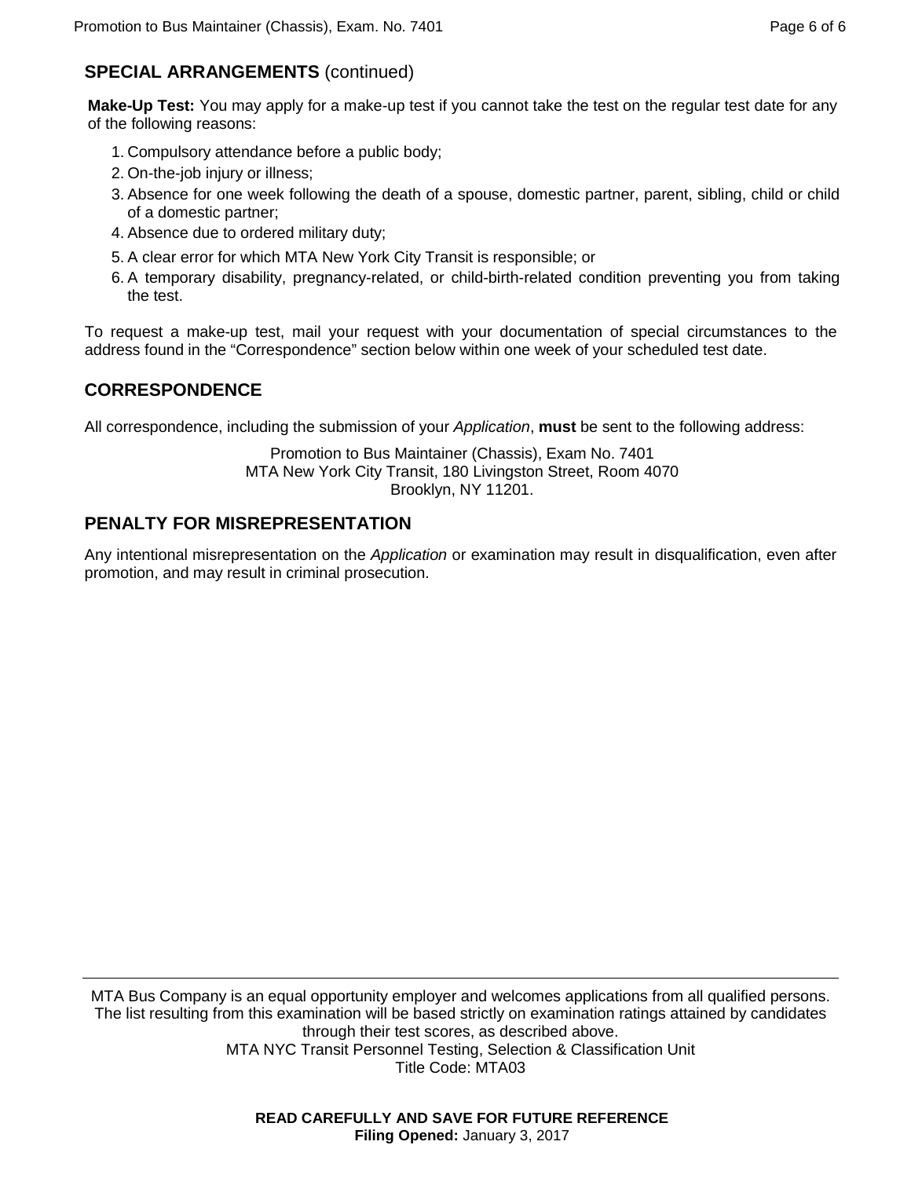## SPECIAL ARRANGEMENTS (continued)

**Make-Up Test:** You may apply for a make-up test if you cannot take the test on the regular test date for any of the following reasons:

1. Compulsory attendance before a public body;
2. On-the-job injury or illness;
3. Absence for one week following the death of a spouse, domestic partner, parent, sibling, child or child of a domestic partner;
4. Absence due to ordered military duty;
5. A clear error for which MTA New York City Transit is responsible; or
6. A temporary disability, pregnancy-related, or child-birth-related condition preventing you from taking the test.

To request a make-up test, mail your request with your documentation of special circumstances to the address found in the "Correspondence" section below within one week of your scheduled test date.

## CORRESPONDENCE

All correspondence, including the submission of your *Application*, **must** be sent to the following address:

Promotion to Bus Maintainer (Chassis), Exam No. 7401
MTA New York City Transit, 180 Livingston Street, Room 4070
Brooklyn, NY 11201.

## PENALTY FOR MISREPRESENTATION

Any intentional misrepresentation on the *Application* or examination may result in disqualification, even after promotion, and may result in criminal prosecution.

---

MTA Bus Company is an equal opportunity employer and welcomes applications from all qualified persons. The list resulting from this examination will be based strictly on examination ratings attained by candidates through their test scores, as described above.
MTA NYC Transit Personnel Testing, Selection & Classification Unit
Title Code: MTA03

**READ CAREFULLY AND SAVE FOR FUTURE REFERENCE**
**Filing Opened:** January 3, 2017